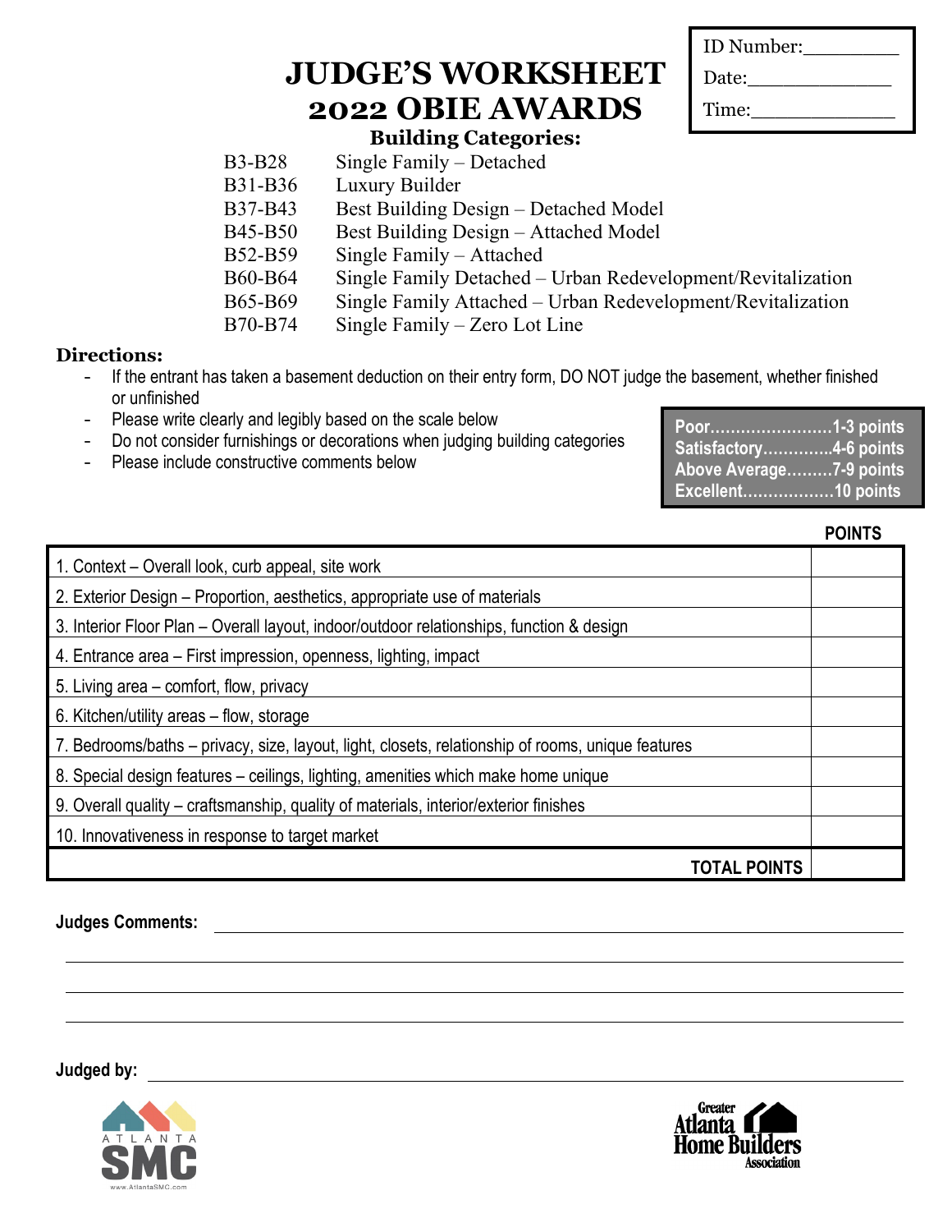ID Number:________

Date:____________

Time:____________

# JUDGE'S WORKSHEET
# 2022 OBIE AWARDS

### Building Categories:

| | |
|---|---|
| B3-B28 | Single Family – Detached |
| B31-B36 | Luxury Builder |
| B37-B43 | Best Building Design – Detached Model |
| B45-B50 | Best Building Design – Attached Model |
| B52-B59 | Single Family – Attached |
| B60-B64 | Single Family Detached – Urban Redevelopment/Revitalization |
| B65-B69 | Single Family Attached – Urban Redevelopment/Revitalization |
| B70-B74 | Single Family – Zero Lot Line |

### Directions:

- If the entrant has taken a basement deduction on their entry form, DO NOT judge the basement, whether finished or unfinished
- Please write clearly and legibly based on the scale below
- Do not consider furnishings or decorations when judging building categories
- Please include constructive comments below

**Poor........................1-3 points**
**Satisfactory.............4-6 points**
**Above Average.........7-9 points**
**Excellent..................10 points**

| | POINTS |
|---|---|
| 1. Context – Overall look, curb appeal, site work | |
| 2. Exterior Design – Proportion, aesthetics, appropriate use of materials | |
| 3. Interior Floor Plan – Overall layout, indoor/outdoor relationships, function & design | |
| 4. Entrance area – First impression, openness, lighting, impact | |
| 5. Living area – comfort, flow, privacy | |
| 6. Kitchen/utility areas – flow, storage | |
| 7. Bedrooms/baths – privacy, size, layout, light, closets, relationship of rooms, unique features | |
| 8. Special design features – ceilings, lighting, amenities which make home unique | |
| 9. Overall quality – craftsmanship, quality of materials, interior/exterior finishes | |
| 10. Innovativeness in response to target market | |
| **TOTAL POINTS** | |

**Judges Comments:** ________________________________________________

________________________________________________

________________________________________________

________________________________________________

**Judged by:** ________________________________________________

ATLANTA SMC
www.AtlantaSMC.com

Greater Atlanta Home Builders Association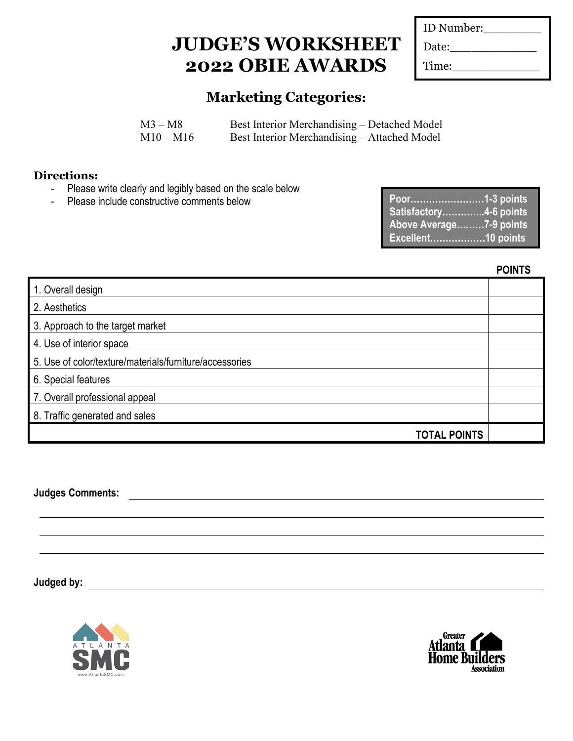# JUDGE'S WORKSHEET
# 2022 OBIE AWARDS

ID Number:________
Date:____________
Time:____________

## Marketing Categories:

| | |
|---|---|
| M3 – M8 | Best Interior Merchandising – Detached Model |
| M10 – M16 | Best Interior Merchandising – Attached Model |

**Directions:**

- Please write clearly and legibly based on the scale below
- Please include constructive comments below

**Poor……………………1-3 points**
**Satisfactory…………..4-6 points**
**Above Average………7-9 points**
**Excellent………………10 points**

| | POINTS |
|---|---|
| 1. Overall design | |
| 2. Aesthetics | |
| 3. Approach to the target market | |
| 4. Use of interior space | |
| 5. Use of color/texture/materials/furniture/accessories | |
| 6. Special features | |
| 7. Overall professional appeal | |
| 8. Traffic generated and sales | |
| **TOTAL POINTS** | |

**Judges Comments:** ______________________________________________

______________________________________________

______________________________________________

______________________________________________

**Judged by:** ______________________________________________

ATLANTA SMC
www.AtlantaSMC.com

Greater Atlanta Home Builders Association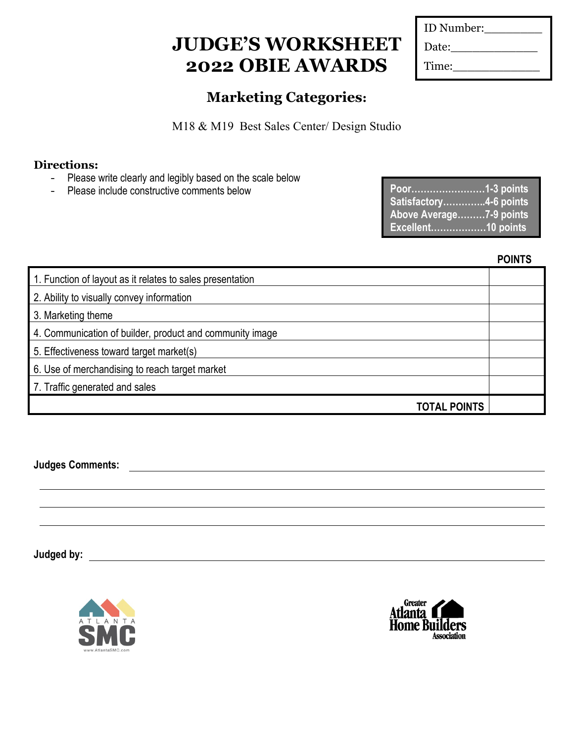# JUDGE'S WORKSHEET 2022 OBIE AWARDS

ID Number:________

Date:____________

Time:____________

## Marketing Categories:

M18 & M19 Best Sales Center/ Design Studio

**Directions:**

- Please write clearly and legibly based on the scale below
- Please include constructive comments below

**Poor……………………1-3 points**
**Satisfactory…………..4-6 points**
**Above Average………7-9 points**
**Excellent………………10 points**

| | POINTS |
|---|---|
| 1. Function of layout as it relates to sales presentation | |
| 2. Ability to visually convey information | |
| 3. Marketing theme | |
| 4. Communication of builder, product and community image | |
| 5. Effectiveness toward target market(s) | |
| 6. Use of merchandising to reach target market | |
| 7. Traffic generated and sales | |
| **TOTAL POINTS** | |

**Judges Comments:** ____________________________________________

____________________________________________

____________________________________________

____________________________________________

**Judged by:** ____________________________________________

ATLANTA SMC
www.AtlantaSMC.com

Greater Atlanta Home Builders Association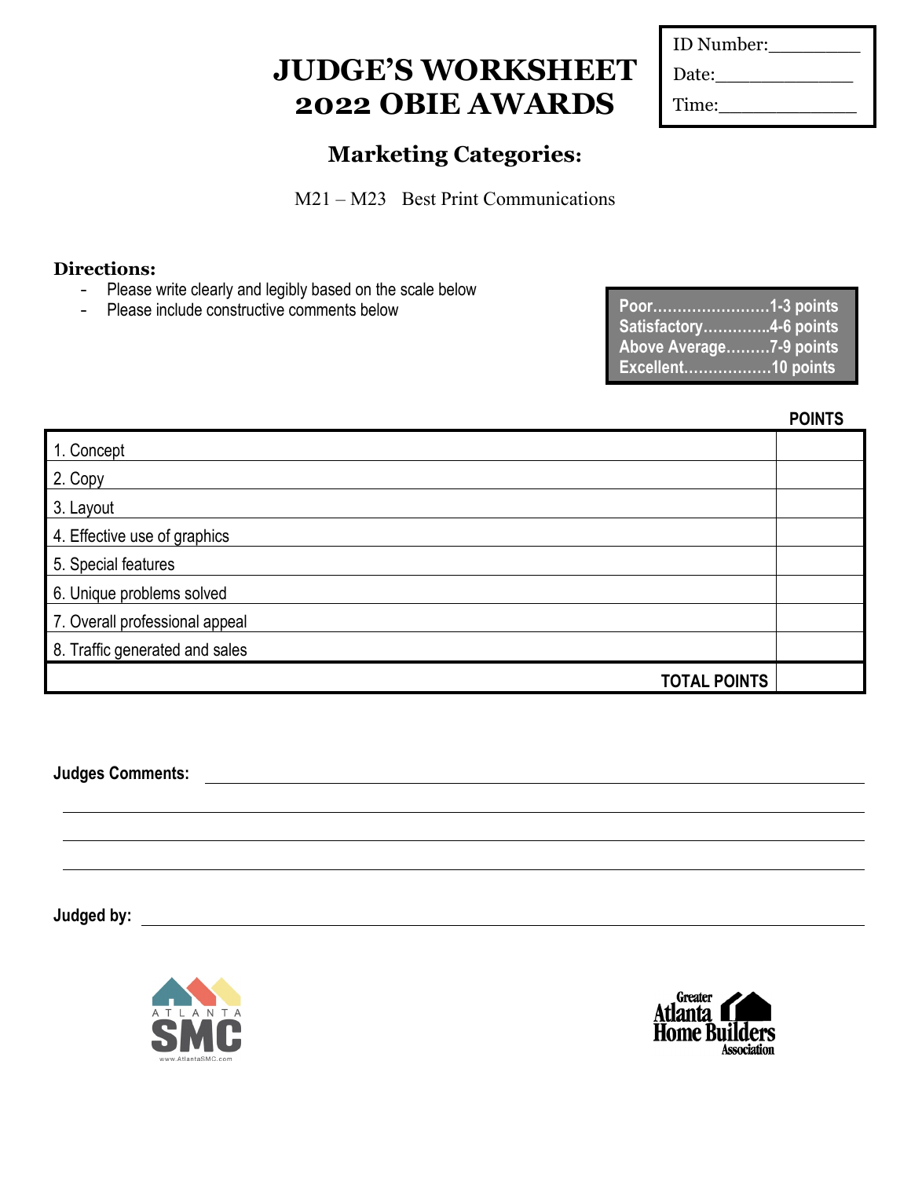# JUDGE'S WORKSHEET
# 2022 OBIE AWARDS

ID Number:________

Date:____________

Time:____________

## Marketing Categories:

M21 – M23 Best Print Communications

### Directions:

- Please write clearly and legibly based on the scale below
- Please include constructive comments below

**Poor........................1-3 points**
**Satisfactory.............4-6 points**
**Above Average.........7-9 points**
**Excellent..................10 points**

| | POINTS |
|---|---|
| 1. Concept | |
| 2. Copy | |
| 3. Layout | |
| 4. Effective use of graphics | |
| 5. Special features | |
| 6. Unique problems solved | |
| 7. Overall professional appeal | |
| 8. Traffic generated and sales | |
| **TOTAL POINTS** | |

**Judges Comments:** ____________________________________________

____________________________________________

____________________________________________

____________________________________________

**Judged by:** ____________________________________________

ATLANTA SMC
www.AtlantaSMC.com

Greater Atlanta Home Builders Association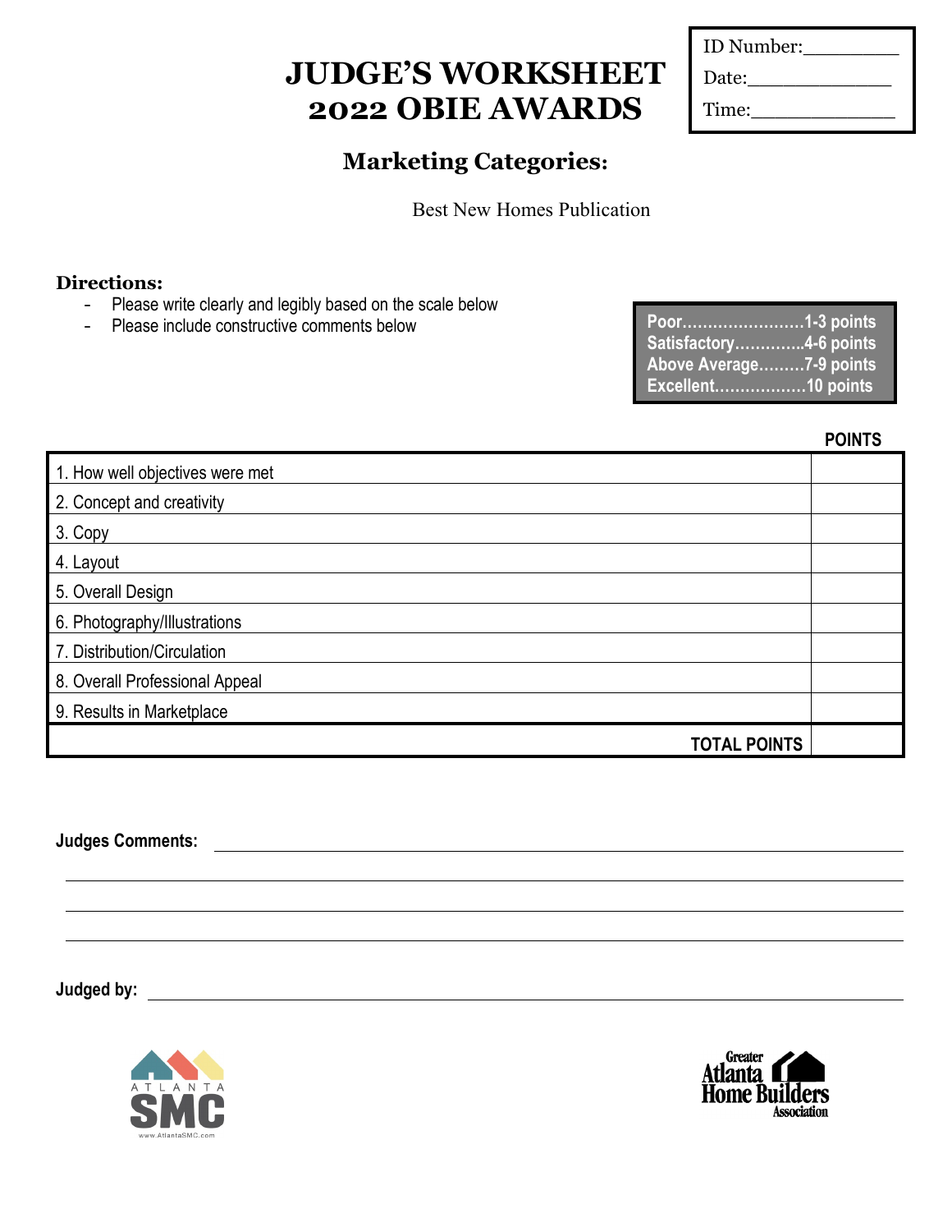# JUDGE'S WORKSHEET 2022 OBIE AWARDS

ID Number:________

Date:____________

Time:____________

## Marketing Categories:

Best New Homes Publication

**Directions:**

- Please write clearly and legibly based on the scale below
- Please include constructive comments below

| | |
|---|---|
| Poor | 1-3 points |
| Satisfactory | 4-6 points |
| Above Average | 7-9 points |
| Excellent | 10 points |

| | POINTS |
|---|---|
| 1. How well objectives were met | |
| 2. Concept and creativity | |
| 3. Copy | |
| 4. Layout | |
| 5. Overall Design | |
| 6. Photography/Illustrations | |
| 7. Distribution/Circulation | |
| 8. Overall Professional Appeal | |
| 9. Results in Marketplace | |
| **TOTAL POINTS** | |

**Judges Comments:** ____________________________________________

____________________________________________

____________________________________________

____________________________________________

**Judged by:** ____________________________________________

ATLANTA SMC
www.AtlantaSMC.com

Greater Atlanta Home Builders Association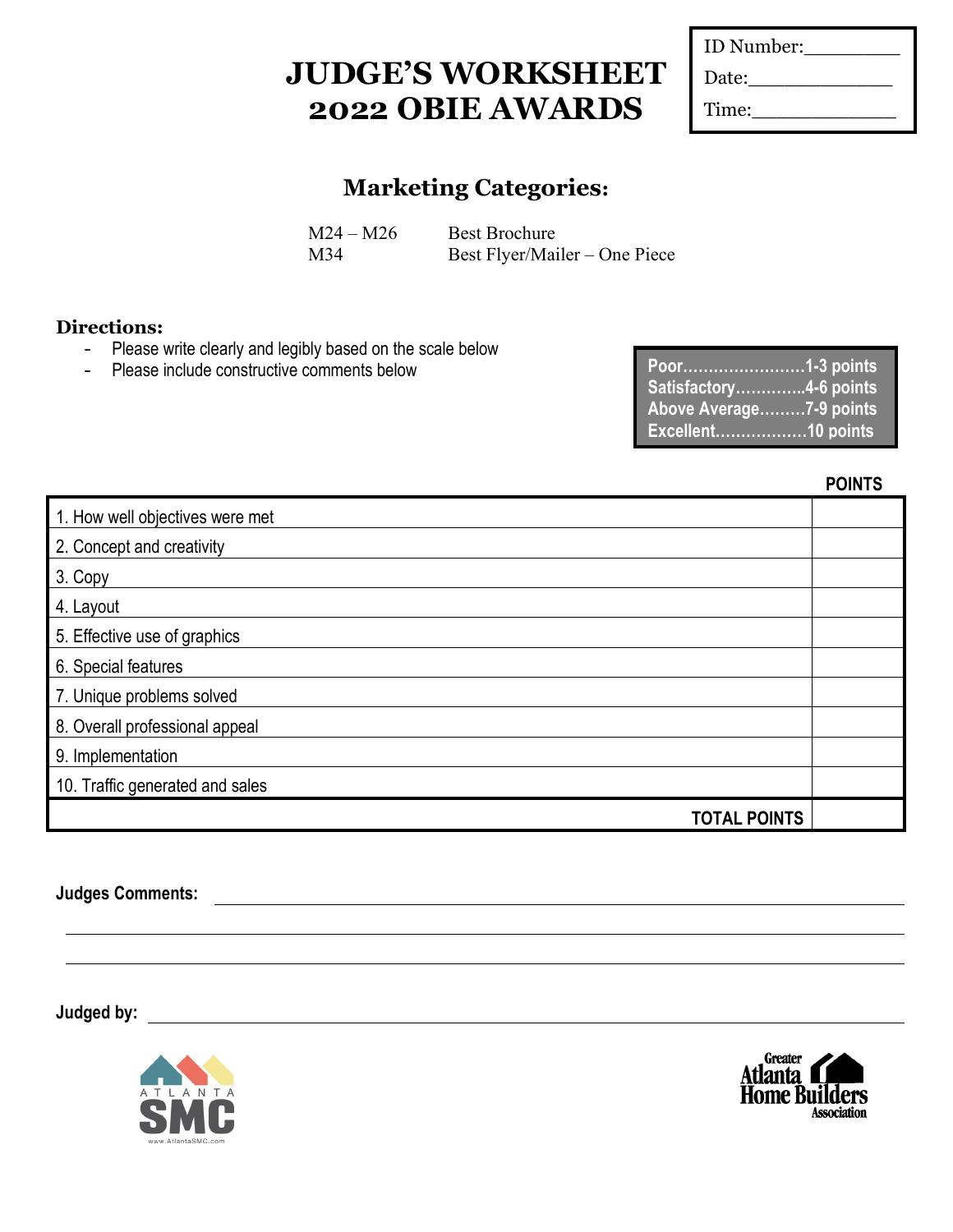# JUDGE'S WORKSHEET
# 2022 OBIE AWARDS

ID Number:________
Date:____________
Time:____________

## Marketing Categories:

M24 – M26 Best Brochure
M34 Best Flyer/Mailer – One Piece

**Directions:**

- Please write clearly and legibly based on the scale below
- Please include constructive comments below

**Poor……………………1-3 points**
**Satisfactory…………..4-6 points**
**Above Average………7-9 points**
**Excellent………………10 points**

| | **POINTS** |
|---|---|
| 1. How well objectives were met | |
| 2. Concept and creativity | |
| 3. Copy | |
| 4. Layout | |
| 5. Effective use of graphics | |
| 6. Special features | |
| 7. Unique problems solved | |
| 8. Overall professional appeal | |
| 9. Implementation | |
| 10. Traffic generated and sales | |
| **TOTAL POINTS** | |

**Judges Comments:** ____________________________________________

____________________________________________

____________________________________________

**Judged by:** ____________________________________________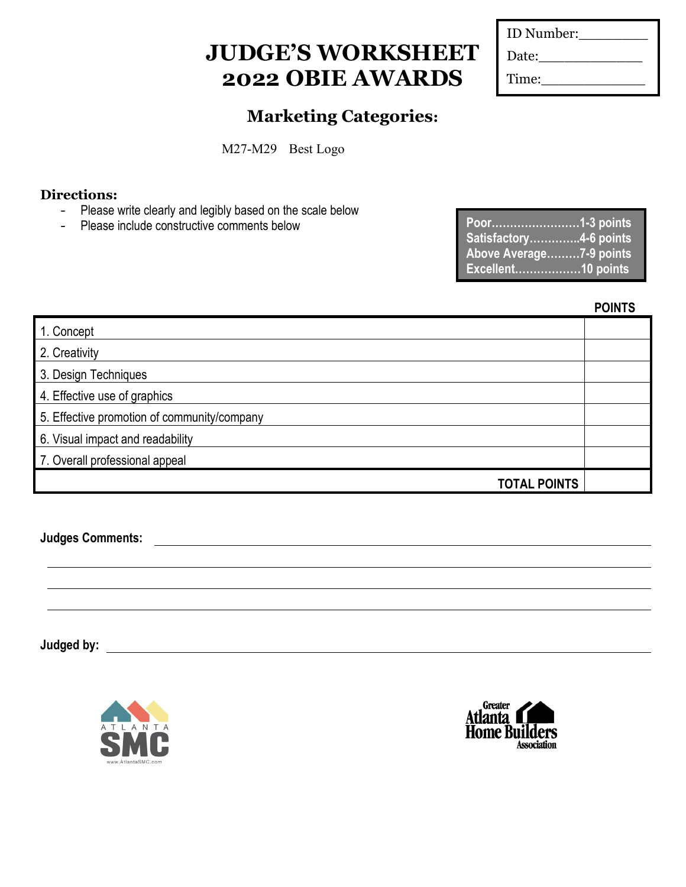# JUDGE'S WORKSHEET 2022 OBIE AWARDS

ID Number:________

Date:____________

Time:____________

## Marketing Categories:

M27-M29 Best Logo

**Directions:**

- Please write clearly and legibly based on the scale below
- Please include constructive comments below

| | |
|---|---|
| **Poor** | **1-3 points** |
| **Satisfactory** | **4-6 points** |
| **Above Average** | **7-9 points** |
| **Excellent** | **10 points** |

| | POINTS |
|---|---|
| 1. Concept | |
| 2. Creativity | |
| 3. Design Techniques | |
| 4. Effective use of graphics | |
| 5. Effective promotion of community/company | |
| 6. Visual impact and readability | |
| 7. Overall professional appeal | |
| **TOTAL POINTS** | |

**Judges Comments:** ______________________________________________

______________________________________________

______________________________________________

______________________________________________

**Judged by:** ______________________________________________

ATLANTA SMC
www.AtlantaSMC.com

Greater Atlanta Home Builders Association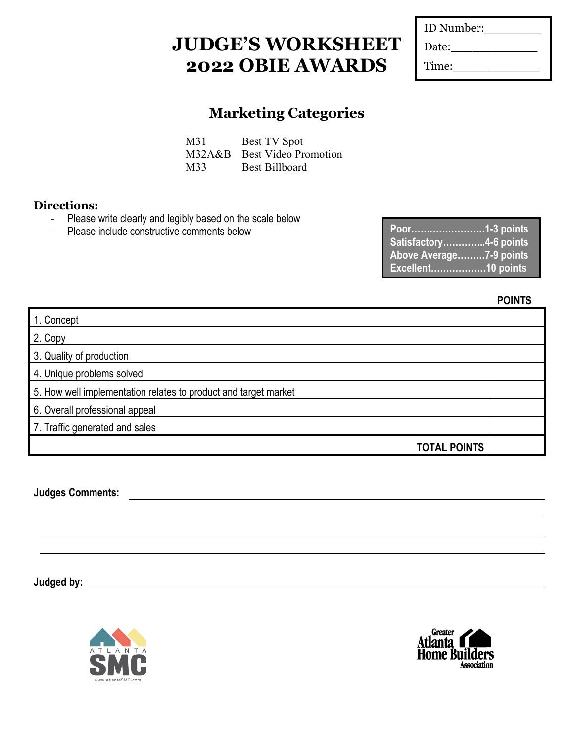# JUDGE'S WORKSHEET
# 2022 OBIE AWARDS

ID Number:\_\_\_\_\_\_\_\_
Date:\_\_\_\_\_\_\_\_\_\_\_\_
Time:\_\_\_\_\_\_\_\_\_\_\_\_

## Marketing Categories

| | |
|---|---|
| M31 | Best TV Spot |
| M32A&B | Best Video Promotion |
| M33 | Best Billboard |

### Directions:

- Please write clearly and legibly based on the scale below
- Please include constructive comments below

**Poor……………………1-3 points**
**Satisfactory…………..4-6 points**
**Above Average………7-9 points**
**Excellent………………10 points**

| | **POINTS** |
|---|---|
| 1. Concept | |
| 2. Copy | |
| 3. Quality of production | |
| 4. Unique problems solved | |
| 5. How well implementation relates to product and target market | |
| 6. Overall professional appeal | |
| 7. Traffic generated and sales | |
| **TOTAL POINTS** | |

**Judges Comments:** \_\_\_\_\_\_\_\_\_\_\_\_\_\_\_\_\_\_\_\_\_\_\_\_\_\_\_\_\_\_\_\_\_\_\_\_\_\_\_\_

\_\_\_\_\_\_\_\_\_\_\_\_\_\_\_\_\_\_\_\_\_\_\_\_\_\_\_\_\_\_\_\_\_\_\_\_\_\_\_\_\_\_\_\_\_\_\_\_\_\_\_\_

\_\_\_\_\_\_\_\_\_\_\_\_\_\_\_\_\_\_\_\_\_\_\_\_\_\_\_\_\_\_\_\_\_\_\_\_\_\_\_\_\_\_\_\_\_\_\_\_\_\_\_\_

\_\_\_\_\_\_\_\_\_\_\_\_\_\_\_\_\_\_\_\_\_\_\_\_\_\_\_\_\_\_\_\_\_\_\_\_\_\_\_\_\_\_\_\_\_\_\_\_\_\_\_\_

**Judged by:** \_\_\_\_\_\_\_\_\_\_\_\_\_\_\_\_\_\_\_\_\_\_\_\_\_\_\_\_\_\_\_\_\_\_\_\_\_\_\_\_\_\_\_\_

ATLANTA SMC
www.AtlantaSMC.com

Greater Atlanta Home Builders Association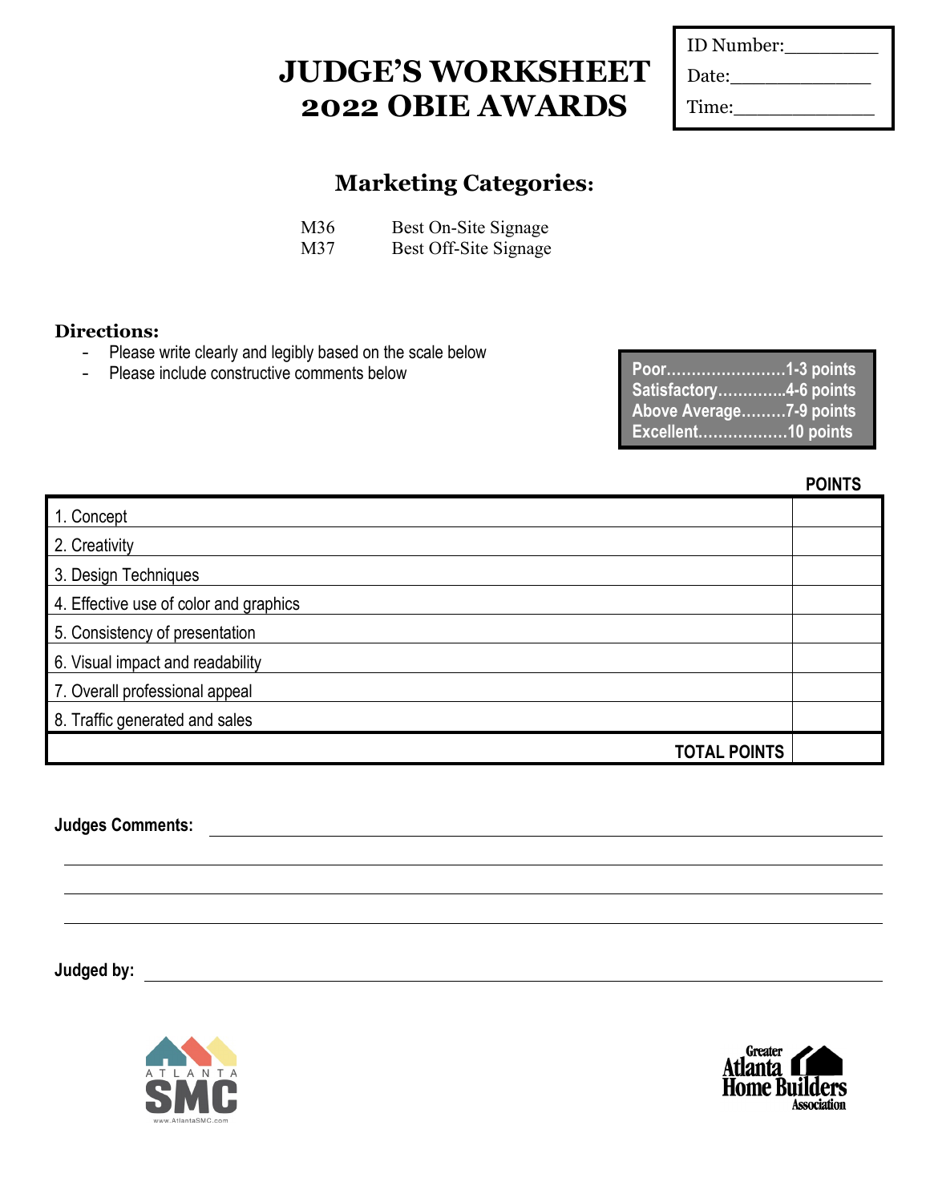# JUDGE'S WORKSHEET
# 2022 OBIE AWARDS

ID Number:________

Date:____________

Time:____________

## Marketing Categories:

M36 Best On-Site Signage
M37 Best Off-Site Signage

**Directions:**

- Please write clearly and legibly based on the scale below
- Please include constructive comments below

**Poor……………………1-3 points**
**Satisfactory…………..4-6 points**
**Above Average………7-9 points**
**Excellent………………10 points**

| | **POINTS** |
|---|---|
| 1. Concept | |
| 2. Creativity | |
| 3. Design Techniques | |
| 4. Effective use of color and graphics | |
| 5. Consistency of presentation | |
| 6. Visual impact and readability | |
| 7. Overall professional appeal | |
| 8. Traffic generated and sales | |
| **TOTAL POINTS** | |

**Judges Comments:** ____________________________________________

____________________________________________

____________________________________________

____________________________________________

**Judged by:** ____________________________________________

ATLANTA SMC
www.AtlantaSMC.com

Greater Atlanta Home Builders Association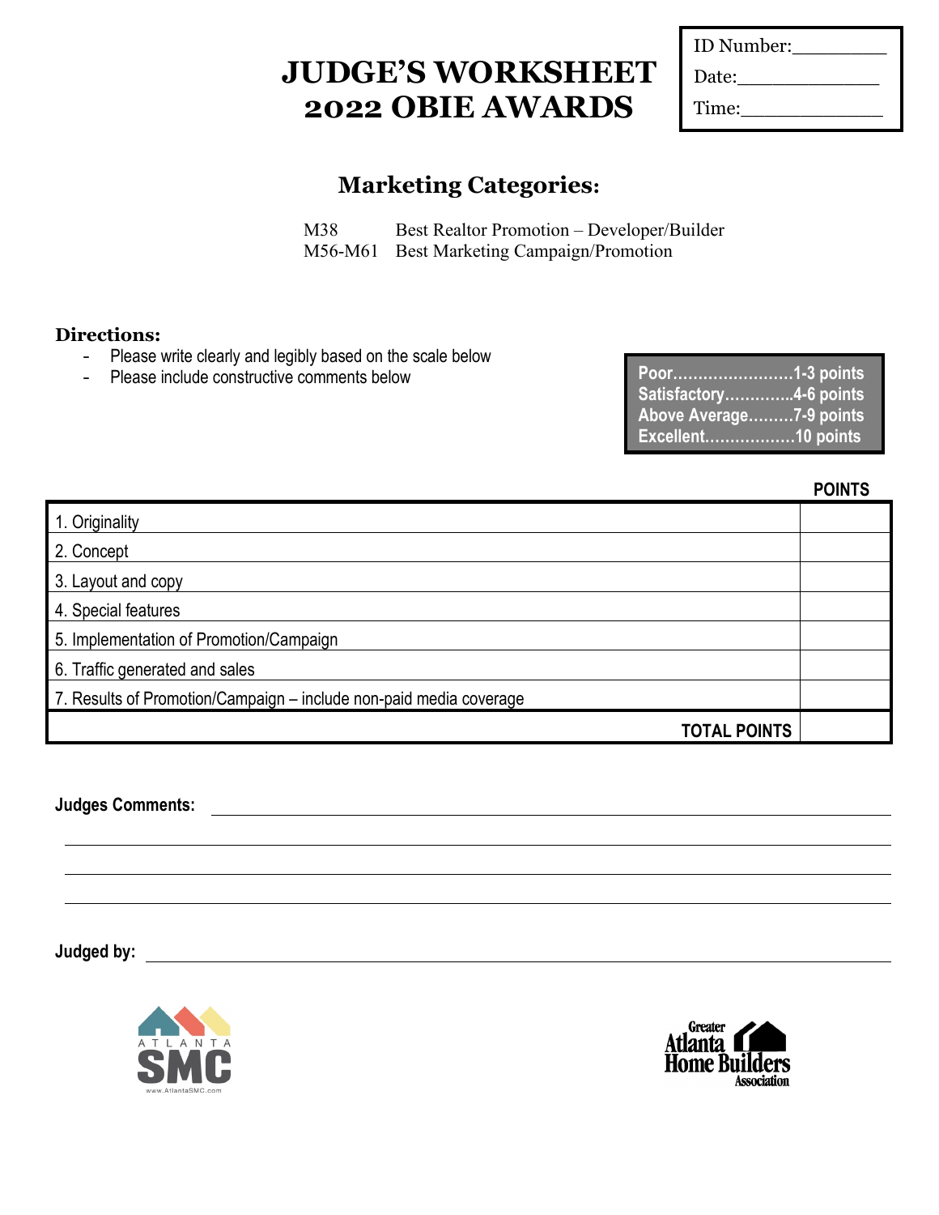# JUDGE'S WORKSHEET
# 2022 OBIE AWARDS

ID Number:________

Date:____________

Time:____________

## Marketing Categories:

M38 Best Realtor Promotion – Developer/Builder
M56-M61 Best Marketing Campaign/Promotion

**Directions:**

- Please write clearly and legibly based on the scale below
- Please include constructive comments below

**Poor……………………1-3 points**
**Satisfactory…………..4-6 points**
**Above Average………7-9 points**
**Excellent………………10 points**

| | POINTS |
|---|---|
| 1. Originality | |
| 2. Concept | |
| 3. Layout and copy | |
| 4. Special features | |
| 5. Implementation of Promotion/Campaign | |
| 6. Traffic generated and sales | |
| 7. Results of Promotion/Campaign – include non-paid media coverage | |
| **TOTAL POINTS** | |

**Judges Comments:** ____________________________________________

____________________________________________

____________________________________________

____________________________________________

**Judged by:** ____________________________________________

ATLANTA SMC
www.AtlantaSMC.com

Greater Atlanta Home Builders Association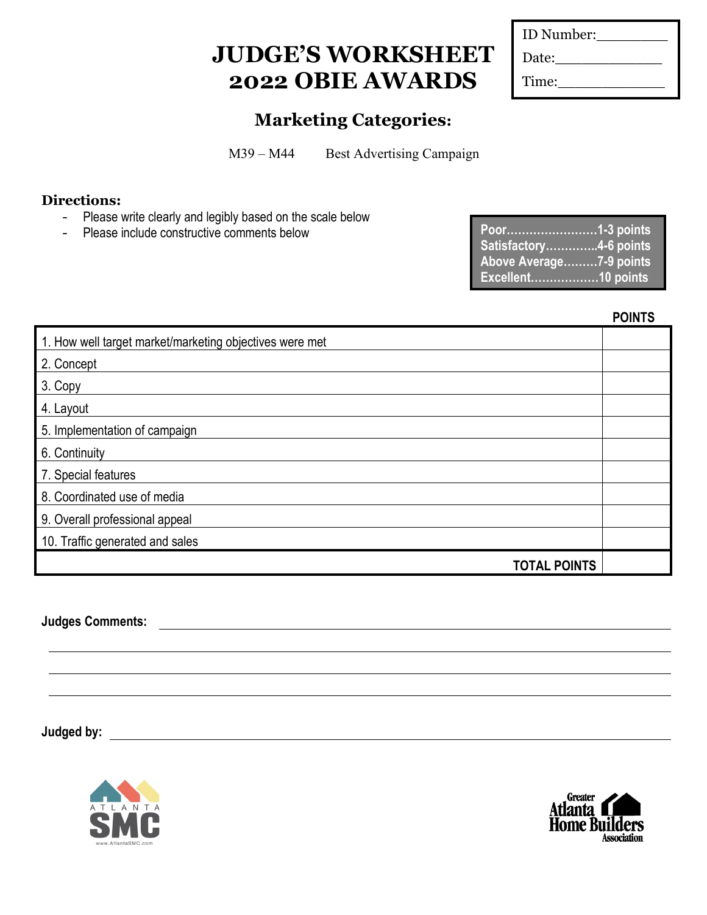| ID Number:________ |
| --- |
| Date:____________ |
| Time:____________ |

# JUDGE'S WORKSHEET
# 2022 OBIE AWARDS

## Marketing Categories:

M39 – M44 Best Advertising Campaign

**Directions:**

- Please write clearly and legibly based on the scale below
- Please include constructive comments below

| |
| --- |
| **Poor……………………1-3 points** |
| **Satisfactory…………..4-6 points** |
| **Above Average………7-9 points** |
| **Excellent………………10 points** |

| | **POINTS** |
| --- | --- |
| 1. How well target market/marketing objectives were met | |
| 2. Concept | |
| 3. Copy | |
| 4. Layout | |
| 5. Implementation of campaign | |
| 6. Continuity | |
| 7. Special features | |
| 8. Coordinated use of media | |
| 9. Overall professional appeal | |
| 10. Traffic generated and sales | |
| **TOTAL POINTS** | |

**Judges Comments:** ________________________________________________

________________________________________________

________________________________________________

________________________________________________

**Judged by:** ________________________________________________

ATLANTA SMC
www.AtlantaSMC.com

Greater Atlanta Home Builders Association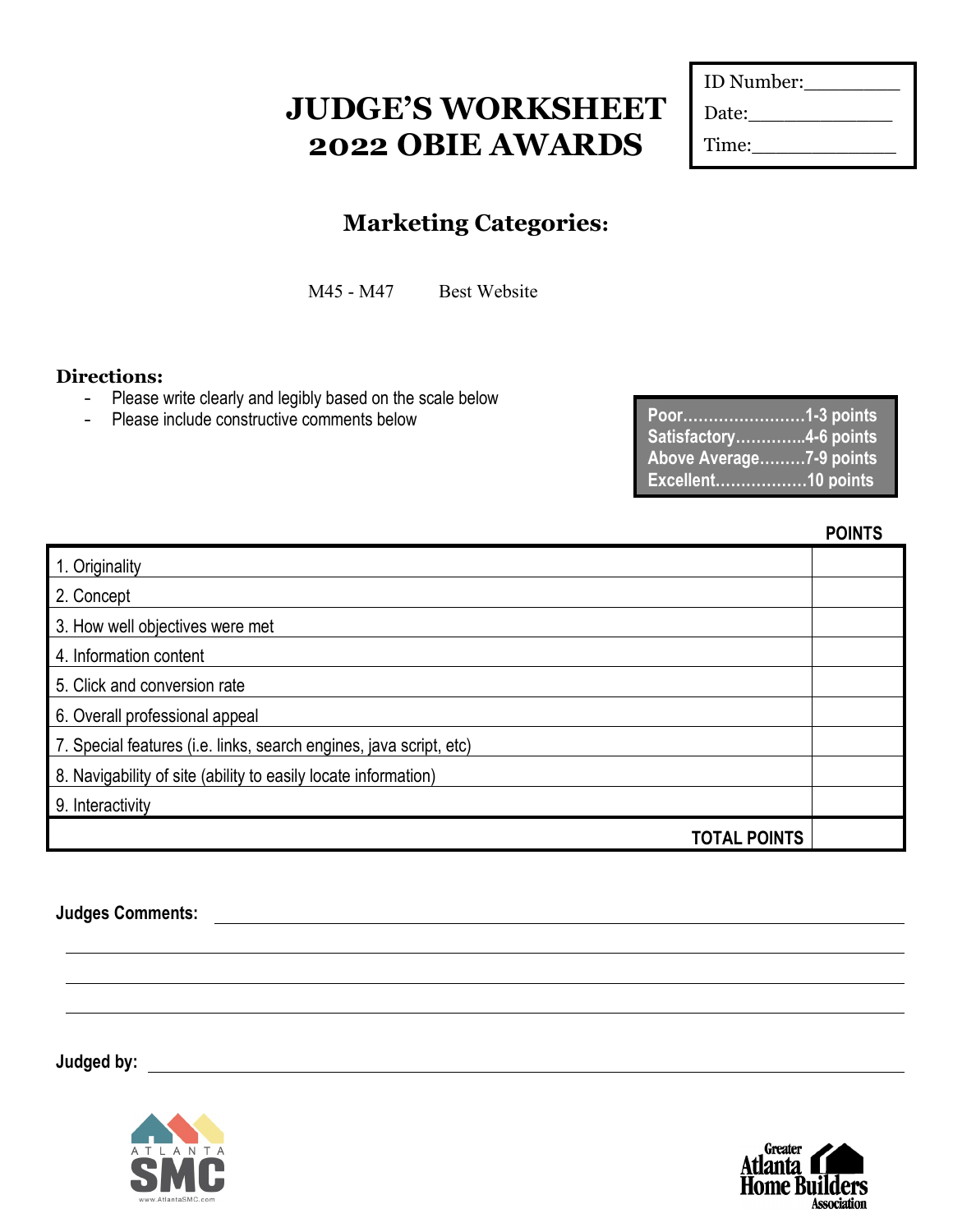# JUDGE'S WORKSHEET
# 2022 OBIE AWARDS

| ID Number:________ |
|---|
| Date:____________ |
| Time:____________ |

## Marketing Categories:

M45 - M47 Best Website

**Directions:**

- Please write clearly and legibly based on the scale below
- Please include constructive comments below

| |
|---|
| **Poor……………………1-3 points** |
| **Satisfactory…………..4-6 points** |
| **Above Average………7-9 points** |
| **Excellent………………10 points** |

| | **POINTS** |
|---|---|
| 1. Originality | |
| 2. Concept | |
| 3. How well objectives were met | |
| 4. Information content | |
| 5. Click and conversion rate | |
| 6. Overall professional appeal | |
| 7. Special features (i.e. links, search engines, java script, etc) | |
| 8. Navigability of site (ability to easily locate information) | |
| 9. Interactivity | |
| **TOTAL POINTS** | |

**Judges Comments:** ______________________________________________

______________________________________________

______________________________________________

______________________________________________

**Judged by:** ______________________________________________

ATLANTA SMC
www.AtlantaSMC.com

Greater Atlanta Home Builders Association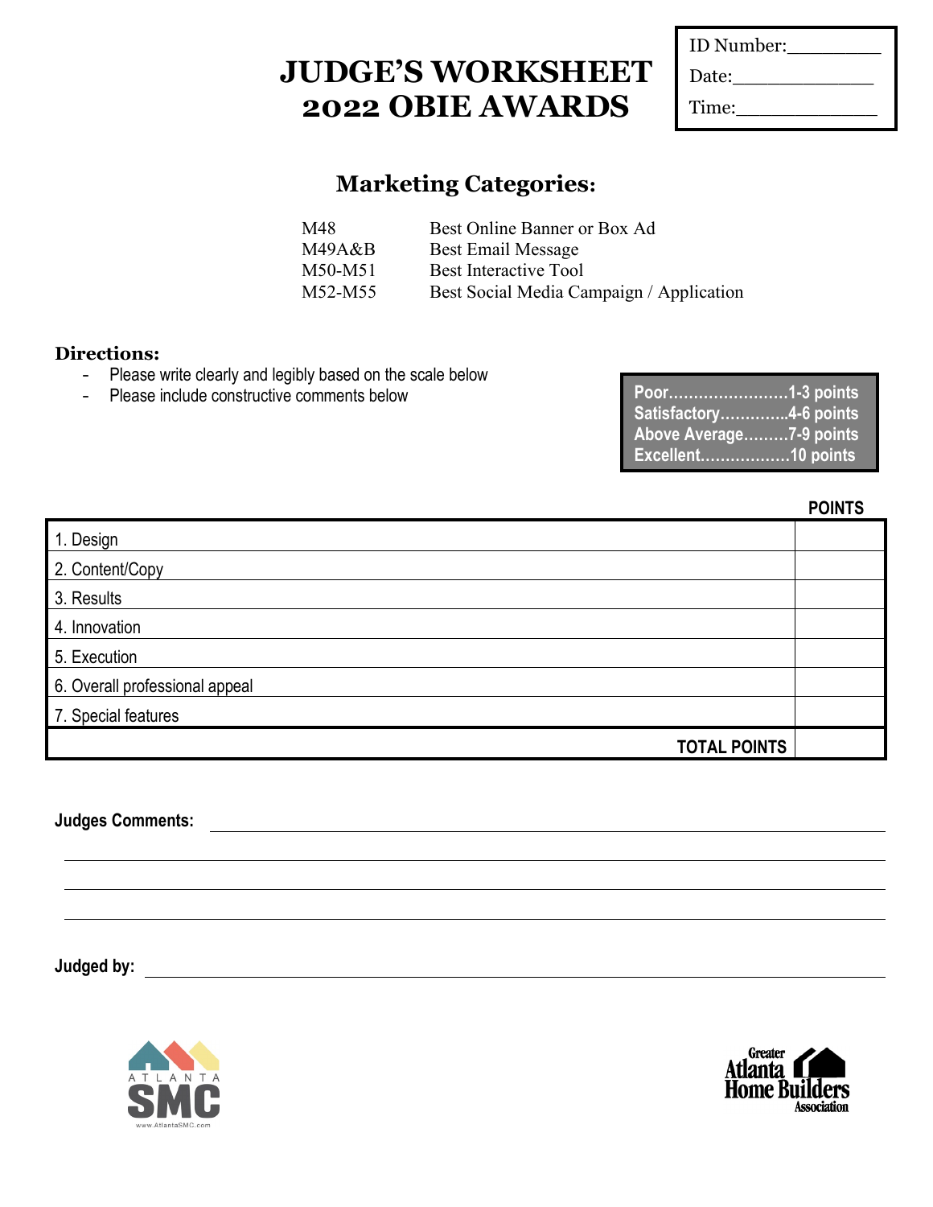# JUDGE'S WORKSHEET
# 2022 OBIE AWARDS

ID Number:________
Date:____________
Time:____________

## Marketing Categories:

| | |
|---|---|
| M48 | Best Online Banner or Box Ad |
| M49A&B | Best Email Message |
| M50-M51 | Best Interactive Tool |
| M52-M55 | Best Social Media Campaign / Application |

**Directions:**

- Please write clearly and legibly based on the scale below
- Please include constructive comments below

**Poor……………………1-3 points**
**Satisfactory…………..4-6 points**
**Above Average………7-9 points**
**Excellent………………10 points**

| | POINTS |
|---|---|
| 1. Design | |
| 2. Content/Copy | |
| 3. Results | |
| 4. Innovation | |
| 5. Execution | |
| 6. Overall professional appeal | |
| 7. Special features | |
| **TOTAL POINTS** | |

**Judges Comments:** ________________________________________________

________________________________________________________________

________________________________________________________________

________________________________________________________________

**Judged by:** ________________________________________________

ATLANTA SMC
www.AtlantaSMC.com

Greater Atlanta Home Builders Association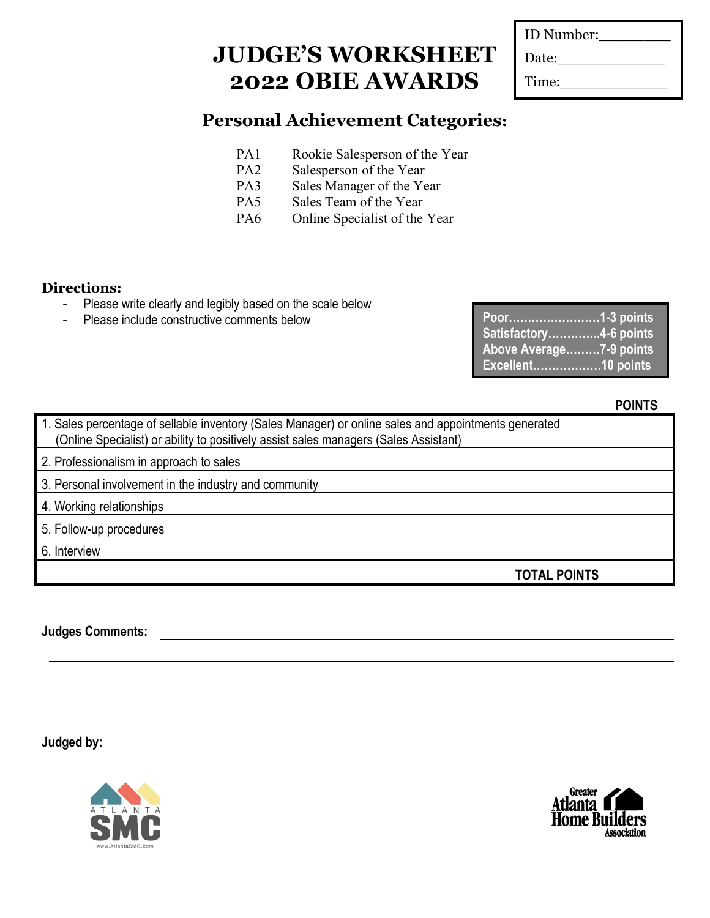# JUDGE'S WORKSHEET
# 2022 OBIE AWARDS

ID Number:\_\_\_\_\_\_\_\_

Date:\_\_\_\_\_\_\_\_\_\_\_\_

Time:\_\_\_\_\_\_\_\_\_\_\_\_

## Personal Achievement Categories:

PA1 Rookie Salesperson of the Year
PA2 Salesperson of the Year
PA3 Sales Manager of the Year
PA5 Sales Team of the Year
PA6 Online Specialist of the Year

### Directions:

- Please write clearly and legibly based on the scale below
- Please include constructive comments below

**Poor……………………1-3 points**
**Satisfactory…………..4-6 points**
**Above Average………7-9 points**
**Excellent………………10 points**

| | POINTS |
|---|---|
| 1. Sales percentage of sellable inventory (Sales Manager) or online sales and appointments generated (Online Specialist) or ability to positively assist sales managers (Sales Assistant) | |
| 2. Professionalism in approach to sales | |
| 3. Personal involvement in the industry and community | |
| 4. Working relationships | |
| 5. Follow-up procedures | |
| 6. Interview | |
| **TOTAL POINTS** | |

**Judges Comments:** \_\_\_\_\_\_\_\_\_\_\_\_\_\_\_\_\_\_\_\_\_\_\_\_\_\_\_\_\_\_\_\_\_\_\_\_\_\_\_\_

\_\_\_\_\_\_\_\_\_\_\_\_\_\_\_\_\_\_\_\_\_\_\_\_\_\_\_\_\_\_\_\_\_\_\_\_\_\_\_\_\_\_\_\_\_\_\_\_\_\_\_\_\_\_\_\_

\_\_\_\_\_\_\_\_\_\_\_\_\_\_\_\_\_\_\_\_\_\_\_\_\_\_\_\_\_\_\_\_\_\_\_\_\_\_\_\_\_\_\_\_\_\_\_\_\_\_\_\_\_\_\_\_

\_\_\_\_\_\_\_\_\_\_\_\_\_\_\_\_\_\_\_\_\_\_\_\_\_\_\_\_\_\_\_\_\_\_\_\_\_\_\_\_\_\_\_\_\_\_\_\_\_\_\_\_\_\_\_\_

**Judged by:** \_\_\_\_\_\_\_\_\_\_\_\_\_\_\_\_\_\_\_\_\_\_\_\_\_\_\_\_\_\_\_\_\_\_\_\_\_\_\_\_\_\_\_\_\_\_\_\_

ATLANTA SMC
www.AtlantaSMC.com

Greater Atlanta Home Builders Association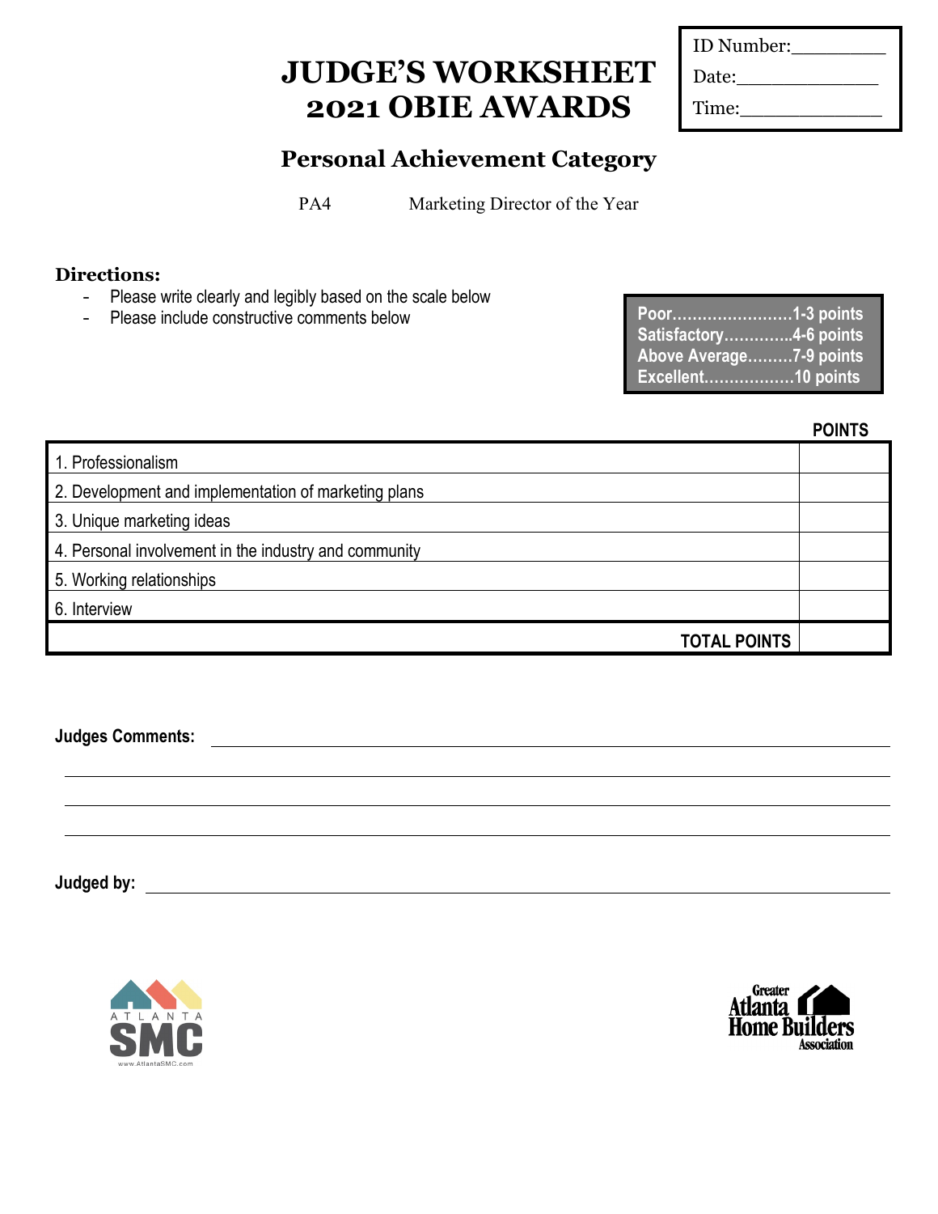ID Number:________

Date:____________

Time:____________

# JUDGE'S WORKSHEET 2021 OBIE AWARDS

## Personal Achievement Category

PA4 Marketing Director of the Year

### Directions:

- Please write clearly and legibly based on the scale below
- Please include constructive comments below

**Poor……………………1-3 points**
**Satisfactory…………..4-6 points**
**Above Average………7-9 points**
**Excellent………………10 points**

| | POINTS |
|---|---|
| 1. Professionalism | |
| 2. Development and implementation of marketing plans | |
| 3. Unique marketing ideas | |
| 4. Personal involvement in the industry and community | |
| 5. Working relationships | |
| 6. Interview | |
| **TOTAL POINTS** | |

**Judges Comments:** ______________________________________________

______________________________________________

______________________________________________

______________________________________________

**Judged by:** ______________________________________________

ATLANTA SMC
www.AtlantaSMC.com

Greater Atlanta Home Builders Association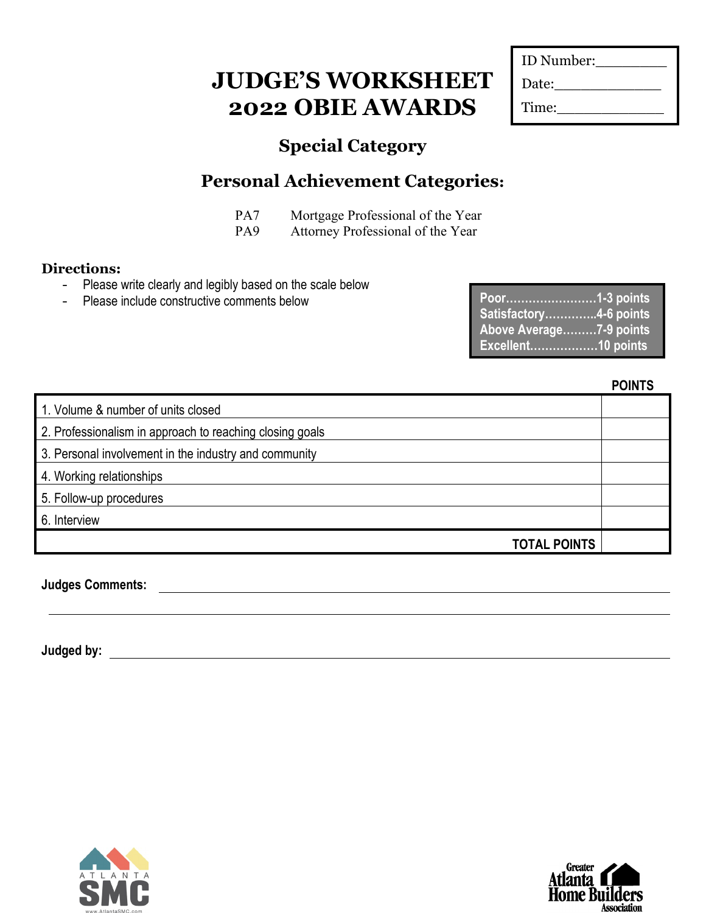ID Number:________

Date:____________

Time:____________

# JUDGE'S WORKSHEET
# 2022 OBIE AWARDS

## Special Category

## Personal Achievement Categories:

PA7 Mortgage Professional of the Year
PA9 Attorney Professional of the Year

**Directions:**

- Please write clearly and legibly based on the scale below
- Please include constructive comments below

**Poor……………………1-3 points**
**Satisfactory…………..4-6 points**
**Above Average………7-9 points**
**Excellent………………10 points**

| | POINTS |
|---|---|
| 1. Volume & number of units closed | |
| 2. Professionalism in approach to reaching closing goals | |
| 3. Personal involvement in the industry and community | |
| 4. Working relationships | |
| 5. Follow-up procedures | |
| 6. Interview | |
| **TOTAL POINTS** | |

**Judges Comments:** ______________________________________________

______________________________________________

**Judged by:** ______________________________________________

ATLANTA SMC
www.AtlantaSMC.com

Greater Atlanta Home Builders Association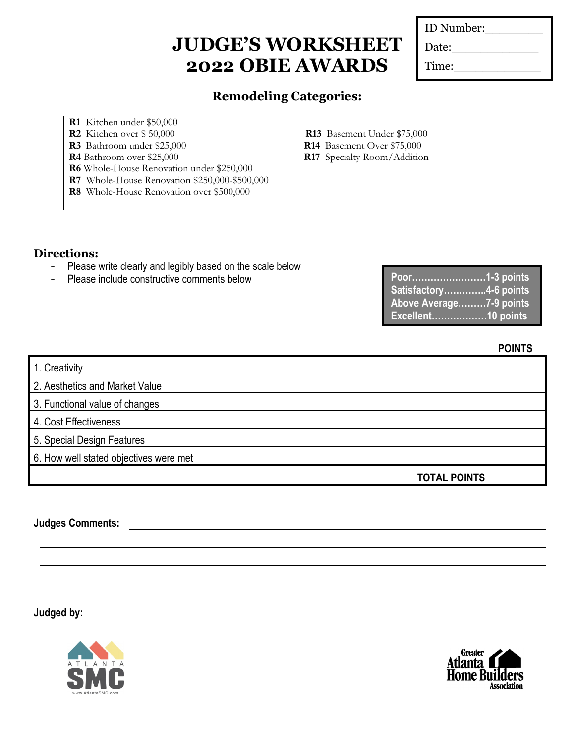# JUDGE'S WORKSHEET
# 2022 OBIE AWARDS

ID Number:________

Date:____________

Time:____________

### Remodeling Categories:

| | |
|---|---|
| **R1** Kitchen under $50,000<br>**R2** Kitchen over $ 50,000<br>**R3** Bathroom under $25,000<br>**R4** Bathroom over $25,000<br>**R6** Whole-House Renovation under $250,000<br>**R7** Whole-House Renovation $250,000-$500,000<br>**R8** Whole-House Renovation over $500,000 | **R13** Basement Under $75,000<br>**R14** Basement Over $75,000<br>**R17** Specialty Room/Addition |

### Directions:

- Please write clearly and legibly based on the scale below
- Please include constructive comments below

**Poor……………………1-3 points**
**Satisfactory…………..4-6 points**
**Above Average………7-9 points**
**Excellent………………10 points**

| | POINTS |
|---|---|
| 1. Creativity | |
| 2. Aesthetics and Market Value | |
| 3. Functional value of changes | |
| 4. Cost Effectiveness | |
| 5. Special Design Features | |
| 6. How well stated objectives were met | |
| **TOTAL POINTS** | |

**Judges Comments:** ________________________________________________

________________________________________________

________________________________________________

________________________________________________

**Judged by:** ________________________________________________

ATLANTA SMC
www.AtlantaSMC.com

Greater Atlanta Home Builders Association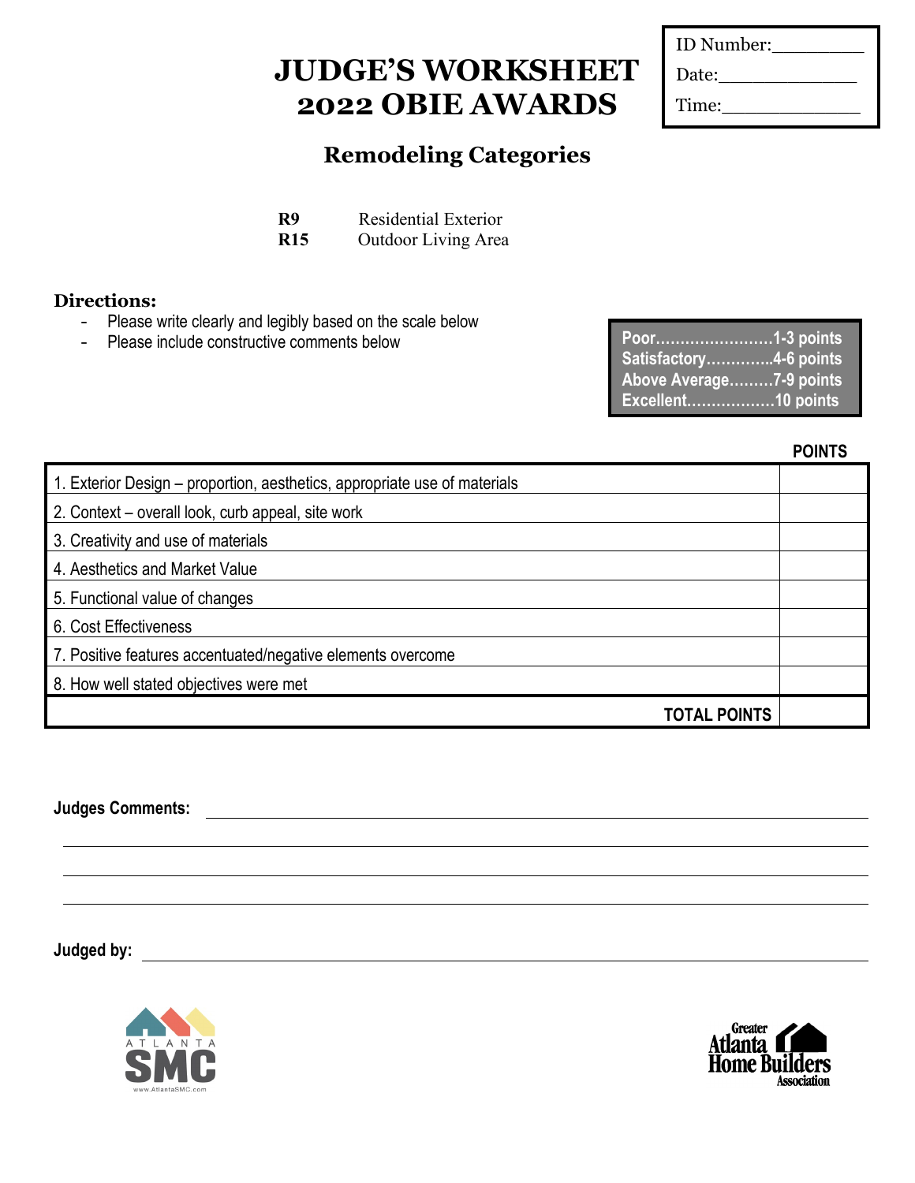# JUDGE'S WORKSHEET
# 2022 OBIE AWARDS

ID Number:________

Date:____________

Time:____________

## Remodeling Categories

**R9** Residential Exterior
**R15** Outdoor Living Area

**Directions:**

- Please write clearly and legibly based on the scale below
- Please include constructive comments below

**Poor……………………1-3 points**
**Satisfactory…………..4-6 points**
**Above Average………7-9 points**
**Excellent………………10 points**

| | POINTS |
|---|---|
| 1. Exterior Design – proportion, aesthetics, appropriate use of materials | |
| 2. Context – overall look, curb appeal, site work | |
| 3. Creativity and use of materials | |
| 4. Aesthetics and Market Value | |
| 5. Functional value of changes | |
| 6. Cost Effectiveness | |
| 7. Positive features accentuated/negative elements overcome | |
| 8. How well stated objectives were met | |
| **TOTAL POINTS** | |

**Judges Comments:** ______________________________________________

______________________________________________

______________________________________________

______________________________________________

**Judged by:** ______________________________________________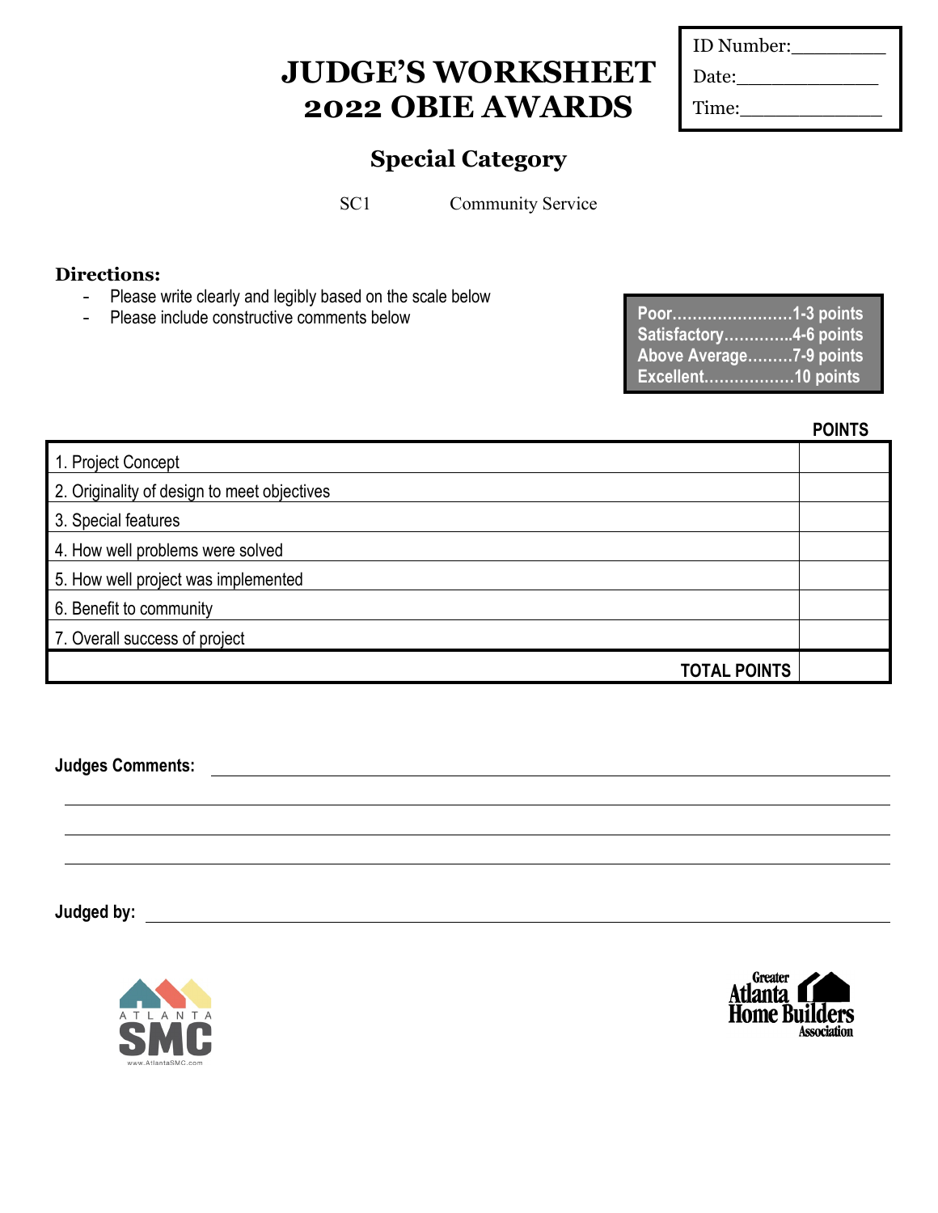# JUDGE'S WORKSHEET
# 2022 OBIE AWARDS

ID Number:________
Date:____________
Time:____________

## Special Category

SC1 Community Service

**Directions:**

- Please write clearly and legibly based on the scale below
- Please include constructive comments below

| | |
|---|---|
| Poor | 1-3 points |
| Satisfactory | 4-6 points |
| Above Average | 7-9 points |
| Excellent | 10 points |

| | POINTS |
|---|---|
| 1. Project Concept | |
| 2. Originality of design to meet objectives | |
| 3. Special features | |
| 4. How well problems were solved | |
| 5. How well project was implemented | |
| 6. Benefit to community | |
| 7. Overall success of project | |
| **TOTAL POINTS** | |

**Judges Comments:** ____________________________________________

____________________________________________

____________________________________________

____________________________________________

**Judged by:** ____________________________________________

ATLANTA SMC
www.AtlantaSMC.com

Greater Atlanta Home Builders Association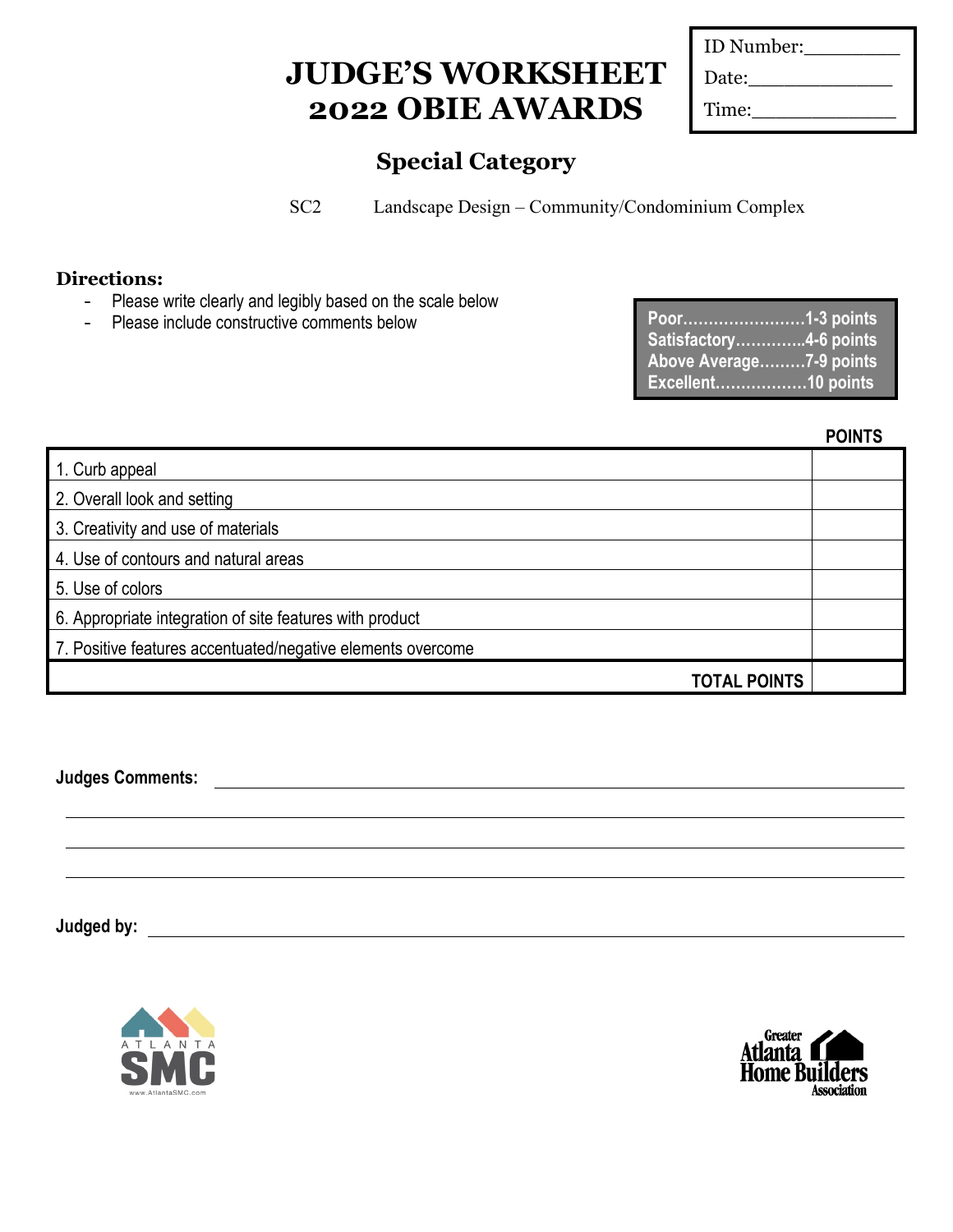# JUDGE'S WORKSHEET
# 2022 OBIE AWARDS

ID Number:________
Date:____________
Time:____________

## Special Category

SC2 Landscape Design – Community/Condominium Complex

**Directions:**

- Please write clearly and legibly based on the scale below
- Please include constructive comments below

**Poor……………………1-3 points**
**Satisfactory…………..4-6 points**
**Above Average………7-9 points**
**Excellent………………10 points**

| | POINTS |
|---|---|
| 1. Curb appeal | |
| 2. Overall look and setting | |
| 3. Creativity and use of materials | |
| 4. Use of contours and natural areas | |
| 5. Use of colors | |
| 6. Appropriate integration of site features with product | |
| 7. Positive features accentuated/negative elements overcome | |
| **TOTAL POINTS** | |

**Judges Comments:** ____________________________________________

____________________________________________

____________________________________________

____________________________________________

**Judged by:** ____________________________________________

ATLANTA SMC
www.AtlantaSMC.com

Greater Atlanta Home Builders Association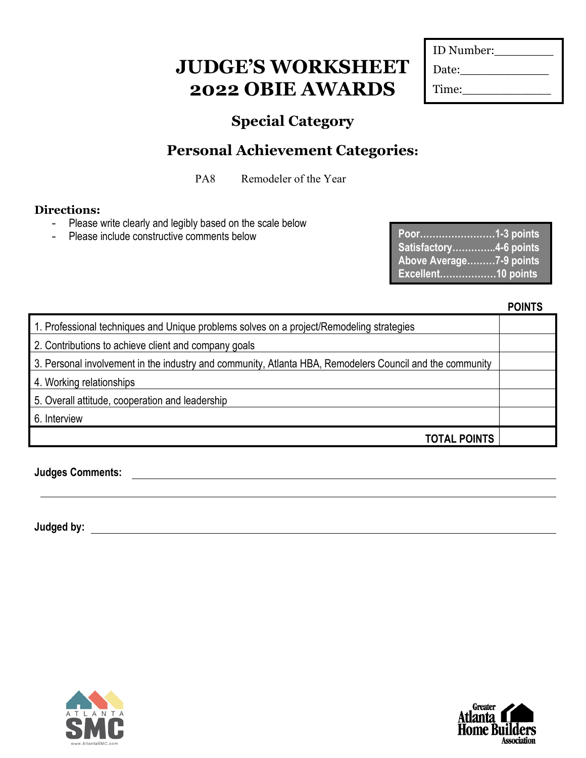# JUDGE'S WORKSHEET
# 2022 OBIE AWARDS

ID Number:________
Date:____________
Time:____________

## Special Category

## Personal Achievement Categories:

PA8 Remodeler of the Year

**Directions:**

- Please write clearly and legibly based on the scale below
- Please include constructive comments below

**Poor……………………1-3 points**
**Satisfactory…………..4-6 points**
**Above Average………7-9 points**
**Excellent………………10 points**

| | POINTS |
|---|---|
| 1. Professional techniques and Unique problems solves on a project/Remodeling strategies | |
| 2. Contributions to achieve client and company goals | |
| 3. Personal involvement in the industry and community, Atlanta HBA, Remodelers Council and the community | |
| 4. Working relationships | |
| 5. Overall attitude, cooperation and leadership | |
| 6. Interview | |
| **TOTAL POINTS** | |

**Judges Comments:** ______________________________________________

______________________________________________

**Judged by:** ______________________________________________

ATLANTA SMC www.AtlantaSMC.com

Greater Atlanta Home Builders Association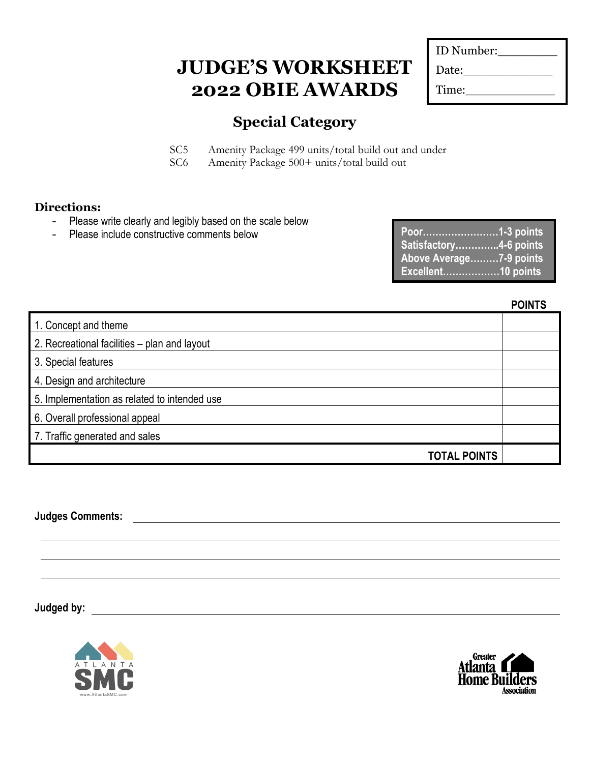# JUDGE'S WORKSHEET
# 2022 OBIE AWARDS

ID Number:________

Date:____________

Time:____________

## Special Category

SC5 Amenity Package 499 units/total build out and under
SC6 Amenity Package 500+ units/total build out

**Directions:**

- Please write clearly and legibly based on the scale below
- Please include constructive comments below

**Poor……………………1-3 points**
**Satisfactory…………..4-6 points**
**Above Average………7-9 points**
**Excellent………………10 points**

| | **POINTS** |
|---|---|
| 1. Concept and theme | |
| 2. Recreational facilities – plan and layout | |
| 3. Special features | |
| 4. Design and architecture | |
| 5. Implementation as related to intended use | |
| 6. Overall professional appeal | |
| 7. Traffic generated and sales | |
| **TOTAL POINTS** | |

**Judges Comments:** ______________________________________________

______________________________________________

______________________________________________

______________________________________________

**Judged by:** ______________________________________________

ATLANTA SMC
www.AtlantaSMC.com

Greater Atlanta Home Builders Association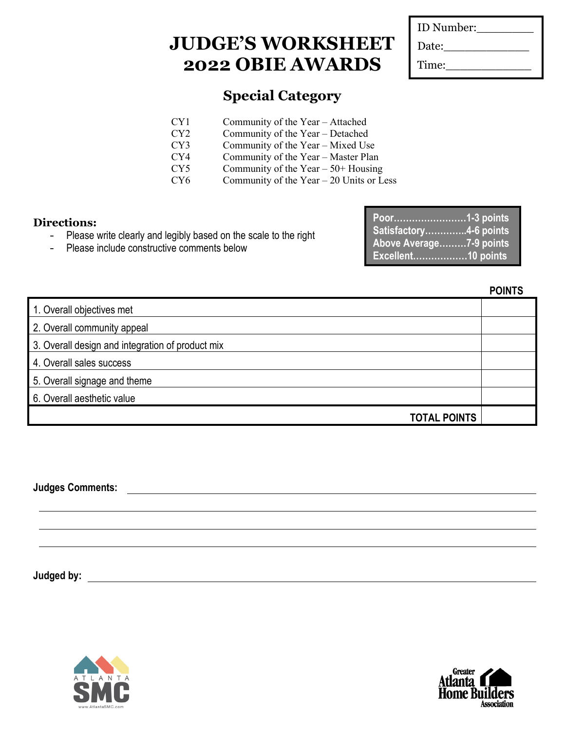# JUDGE'S WORKSHEET
# 2022 OBIE AWARDS

ID Number:________

Date:____________

Time:____________

## Special Category

| | |
|---|---|
| CY1 | Community of the Year – Attached |
| CY2 | Community of the Year – Detached |
| CY3 | Community of the Year – Mixed Use |
| CY4 | Community of the Year – Master Plan |
| CY5 | Community of the Year – 50+ Housing |
| CY6 | Community of the Year – 20 Units or Less |

### Directions:

- Please write clearly and legibly based on the scale to the right
- Please include constructive comments below

**Poor........................1-3 points**
**Satisfactory.............4-6 points**
**Above Average.........7-9 points**
**Excellent..................10 points**

| | POINTS |
|---|---|
| 1. Overall objectives met | |
| 2. Overall community appeal | |
| 3. Overall design and integration of product mix | |
| 4. Overall sales success | |
| 5. Overall signage and theme | |
| 6. Overall aesthetic value | |
| **TOTAL POINTS** | |

**Judges Comments:** ____________________________________________

____________________________________________

____________________________________________

____________________________________________

**Judged by:** ____________________________________________

ATLANTA SMC
www.AtlantaSMC.com

Greater Atlanta Home Builders Association